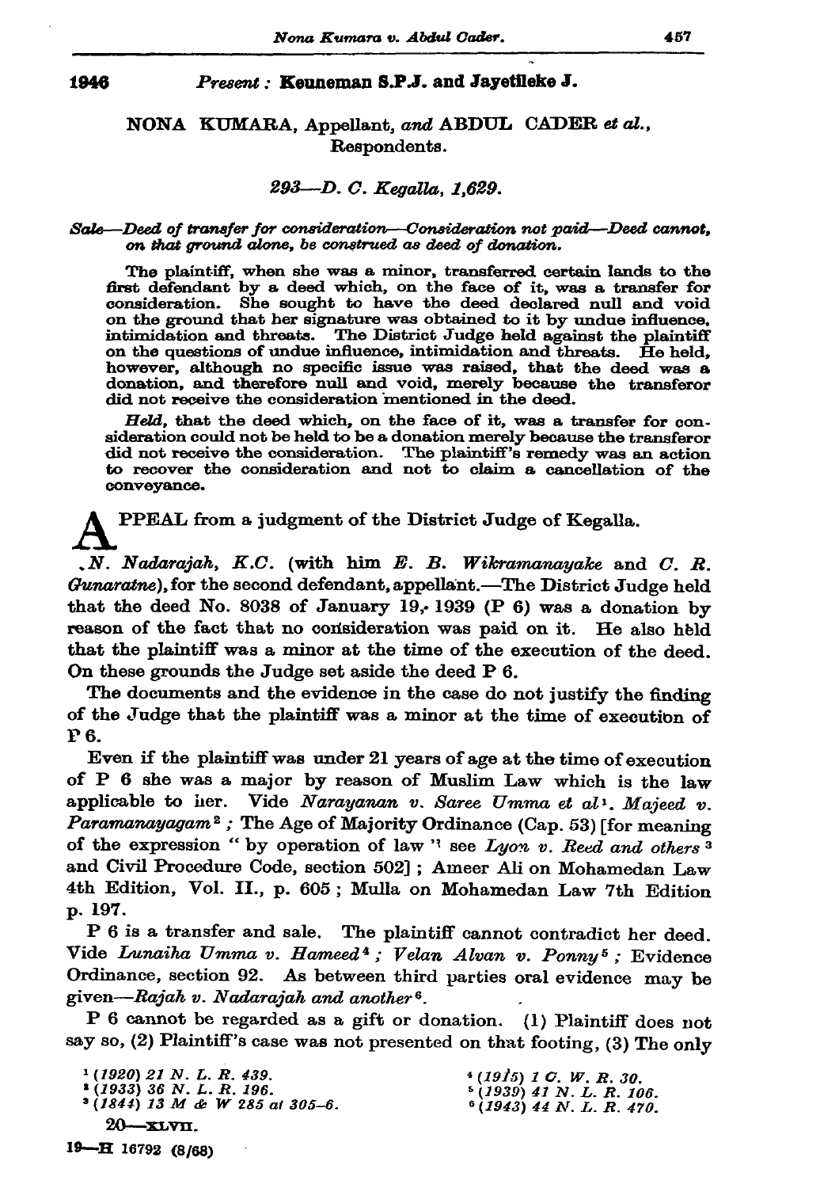**1946** *Present :* **Keuneman S.P.J. and Jayetileke J.**

## NONA KUMARA, Appellant, *and* ABDUL CADER *et al.*, Respondents.

### *293—D. C. Kegalla, 1,629.*

*Sale—Deed of transfer for consideration—Consideration not paid—Deed cannot, on that ground alone, be construed as deed of donation.*

The plaintiff, when she was a minor, transferred certain lands to the first defendant by a deed which, on the face of it, was a transfer for consideration. She sought to have the deed declared null and void on the ground that her signature was obtained to it by undue influence, intimidation and threats. The District Judge held against the plaintiff on the questions of undue influence, intimidation and threats. He held, however, although no specific issue was raised, that the deed was a donation, and therefore null and void, merely because the transferor did not receive the consideration mentioned in the deed.

*Held,* that the deed which, on the face of it, was a transfer for consideration could not be held to be a donation merely because the transferor did not receive the consideration. The plaintiff's remedy was an action to recover the consideration and not to claim a cancellation of the conveyance.

APPEAL from a judgment of the District Judge of Kegalla.

*N. Nadarajah, K.C.* (with him *E. B. Wikramanayake* and *C. R. Gunaratne*), for the second defendant, appellant.—The District Judge held that the deed No. 8038 of January 19, 1939 (P 6) was a donation by reason of the fact that no consideration was paid on it. He also held that the plaintiff was a minor at the time of the execution of the deed. On these grounds the Judge set aside the deed P 6.

The documents and the evidence in the case do not justify the finding of the Judge that the plaintiff was a minor at the time of execution of P 6.

Even if the plaintiff was under 21 years of age at the time of execution of P 6 she was a major by reason of Muslim Law which is the law applicable to her. Vide *Narayanan v. Saree Umma et al* [1]. *Majeed v. Paramanayagam* [2] ; The Age of Majority Ordinance (Cap. 53) [for meaning of the expression " by operation of law " see *Lyon v. Reed and others* [3] and Civil Procedure Code, section 502] ; Ameer Ali on Mohamedan Law 4th Edition, Vol. II., p. 605 ; Mulla on Mohamedan Law 7th Edition p. 197.

P 6 is a transfer and sale. The plaintiff cannot contradict her deed. Vide *Lunaiha Umma v. Hameed* [4] ; *Velan Alvan v. Ponny* [5] ; Evidence Ordinance, section 92. As between third parties oral evidence may be given—*Rajah v. Nadarajah and another* [6].

P 6 cannot be regarded as a gift or donation. (1) Plaintiff does not say so, (2) Plaintiff's case was not presented on that footing, (3) The only

[1] *(1920) 21 N. L. R. 439.*
[2] *(1933) 36 N. L. R. 196.*
[3] *(1844) 13 M & W 285 at 305–6.*
[4] *(1915) 1 C. W. R. 30.*
[5] *(1939) 41 N. L. R. 106.*
[6] *(1943) 44 N. L. R. 470.*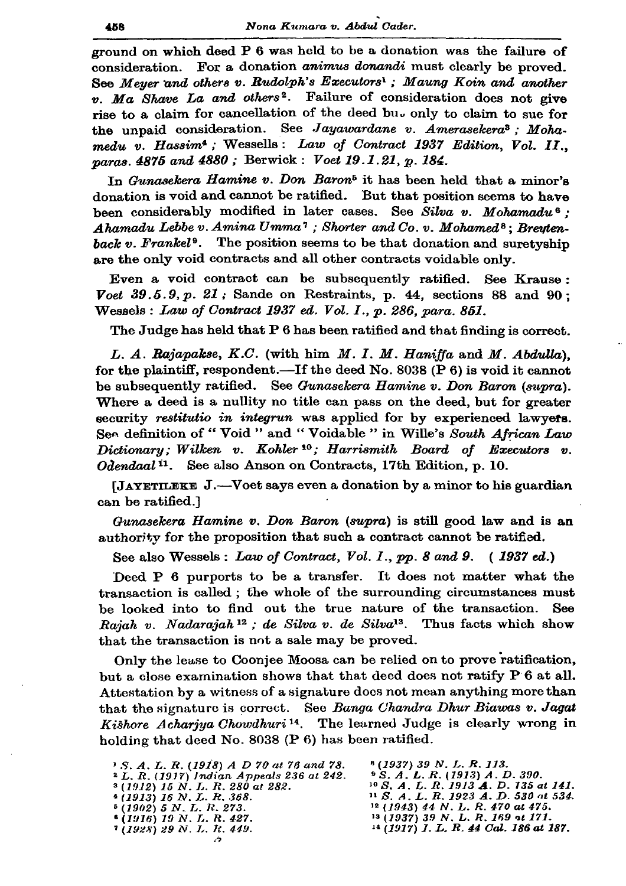ground on which deed P 6 was held to be a donation was the failure of consideration. For a donation *animus donandi* must clearly be proved. See *Meyer and others v. Rudolph's Executors*[1]; *Maung Koin and another v. Ma Shave La and others*[2]. Failure of consideration does not give rise to a claim for cancellation of the deed but only to claim to sue for the unpaid consideration. See *Jayawardane v. Amerasekera*[3]; *Mohamedu v. Hassim*[4]; Wessells: *Law of Contract 1937 Edition, Vol. II., paras. 4875 and 4880*; Berwick: *Voet 19.1.21, p. 184.*

In *Gunasekera Hamine v. Don Baron*[5] it has been held that a minor's donation is void and cannot be ratified. But that position seems to have been considerably modified in later cases. See *Silva v. Mohamadu*[6]; *Ahamadu Lebbe v. Amina Umma*[7]; *Shorter and Co. v. Mohamed*[8]; *Breytenback v. Frankel*[9]. The position seems to be that donation and suretyship are the only void contracts and all other contracts voidable only.

Even a void contract can be subsequently ratified. See Krause: *Voet 39.5.9, p. 21*; Sande on Restraints, p. 44, sections 88 and 90; Wessels: *Law of Contract 1937 ed. Vol. I., p. 286, para. 851.*

The Judge has held that P 6 has been ratified and that finding is correct.

*L. A. Rajapakse, K.C.* (with him *M. I. M. Haniffa* and *M. Abdulla*), for the plaintiff, respondent.—If the deed No. 8038 (P 6) is void it cannot be subsequently ratified. See *Gunasekera Hamine v. Don Baron (supra)*. Where a deed is a nullity no title can pass on the deed, but for greater security *restitutio in integrun* was applied for by experienced lawyers. See definition of "Void" and "Voidable" in Wille's *South African Law Dictionary; Wilken v. Kohler*[10]; *Harrismith Board of Executors v. Odendaal*[11]. See also Anson on Contracts, 17th Edition, p. 10.

[JAYETILEKE J.—Voet says even a donation by a minor to his guardian can be ratified.]

*Gunasekera Hamine v. Don Baron (supra)* is still good law and is an authority for the proposition that such a contract cannot be ratified.

See also Wessels: *Law of Contract, Vol. I., pp. 8 and 9. (1937 ed.)*

Deed P 6 purports to be a transfer. It does not matter what the transaction is called; the whole of the surrounding circumstances must be looked into to find out the true nature of the transaction. See *Rajah v. Nadarajah*[12]; *de Silva v. de Silva*[13]. Thus facts which show that the transaction is not a sale may be proved.

Only the lease to Coonjee Moosa can be relied on to prove ratification, but a close examination shows that that deed does not ratify P 6 at all. Attestation by a witness of a signature does not mean anything more than that the signature is correct. See *Banga Chandra Dhur Biawas v. Jagat Kishore Acharjya Chowdhuri*[14]. The learned Judge is clearly wrong in holding that deed No. 8038 (P 6) has been ratified.

[1] *S. A. L. R. (1918) A D 70 at 76 and 78.*
[2] *L. R. (1917) Indian Appeals 236 at 242.*
[3] *(1912) 15 N. L. R. 280 at 282.*
[4] *(1913) 16 N. L. R. 368.*
[5] *(1902) 5 N. L. R. 273.*
[6] *(1916) 19 N. L. R. 427.*
[7] *(1928) 29 N. L. R. 449.*
[8] *(1937) 39 N. L. R. 113.*
[9] *S. A. L. R. (1913) A. D. 390.*
[10] *S. A. L. R. 1913 A. D. 135 at 141.*
[11] *S. A. L. R. 1923 A. D. 530 at 534.*
[12] *(1943) 44 N. L. R. 470 at 475.*
[13] *(1937) 39 N. L. R. 169 at 171.*
[14] *(1917) I. L. R. 44 Cal. 186 at 187.*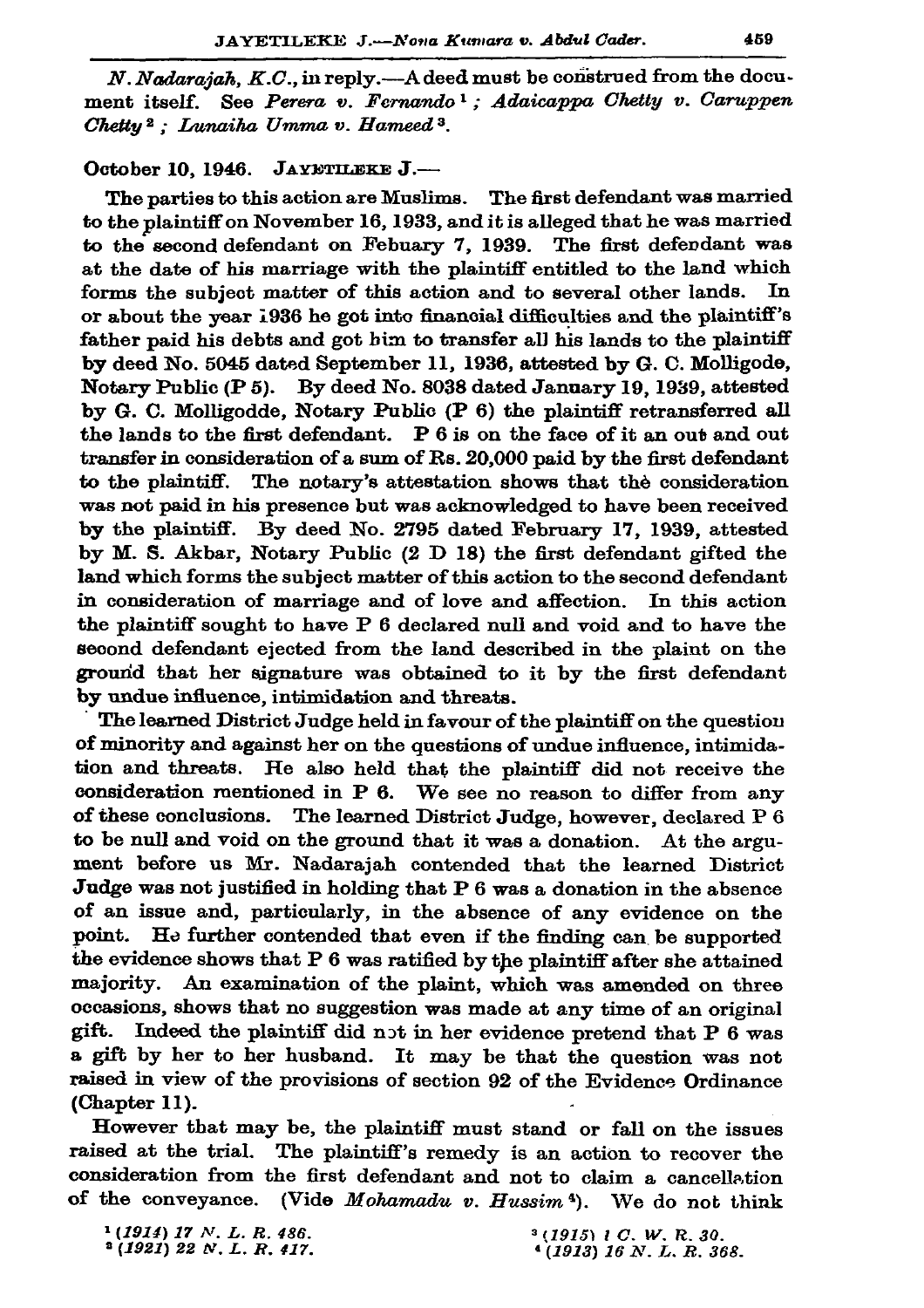*N. Nadarajah, K.C.*, in reply.—A deed must be construed from the document itself. See *Perera v. Fernando* [1]; *Adaicappa Chetty v. Caruppen Chetty* [2]; *Lunaiha Umma v. Hameed* [3].

October 10, 1946. JAYETILEKE J.—

The parties to this action are Muslims. The first defendant was married to the plaintiff on November 16, 1933, and it is alleged that he was married to the second defendant on Febuary 7, 1939. The first defendant was at the date of his marriage with the plaintiff entitled to the land which forms the subject matter of this action and to several other lands. In or about the year 1936 he got into financial difficulties and the plaintiff's father paid his debts and got him to transfer all his lands to the plaintiff by deed No. 5045 dated September 11, 1936, attested by G. C. Molligode, Notary Public (P 5). By deed No. 8038 dated January 19, 1939, attested by G. C. Molligodde, Notary Public (P 6) the plaintiff retransferred all the lands to the first defendant. P 6 is on the face of it an out and out transfer in consideration of a sum of Rs. 20,000 paid by the first defendant to the plaintiff. The notary's attestation shows that the consideration was not paid in his presence but was acknowledged to have been received by the plaintiff. By deed No. 2795 dated February 17, 1939, attested by M. S. Akbar, Notary Public (2 D 18) the first defendant gifted the land which forms the subject matter of this action to the second defendant in consideration of marriage and of love and affection. In this action the plaintiff sought to have P 6 declared null and void and to have the second defendant ejected from the land described in the plaint on the ground that her signature was obtained to it by the first defendant by undue influence, intimidation and threats.

The learned District Judge held in favour of the plaintiff on the question of minority and against her on the questions of undue influence, intimidation and threats. He also held that the plaintiff did not receive the consideration mentioned in P 6. We see no reason to differ from any of these conclusions. The learned District Judge, however, declared P 6 to be null and void on the ground that it was a donation. At the argument before us Mr. Nadarajah contended that the learned District Judge was not justified in holding that P 6 was a donation in the absence of an issue and, particularly, in the absence of any evidence on the point. He further contended that even if the finding can be supported the evidence shows that P 6 was ratified by the plaintiff after she attained majority. An examination of the plaint, which was amended on three occasions, shows that no suggestion was made at any time of an original gift. Indeed the plaintiff did not in her evidence pretend that P 6 was a gift by her to her husband. It may be that the question was not raised in view of the provisions of section 92 of the Evidence Ordinance (Chapter 11).

However that may be, the plaintiff must stand or fall on the issues raised at the trial. The plaintiff's remedy is an action to recover the consideration from the first defendant and not to claim a cancellation of the conveyance. (Vide *Mohamadu v. Hussim* [4]). We do not think

[1] *(1914) 17 N. L. R. 486.*
[2] *(1921) 22 N. L. R. 417.*
[3] *(1915) 1 C. W. R. 30.*
[4] *(1913) 16 N. L. R. 368.*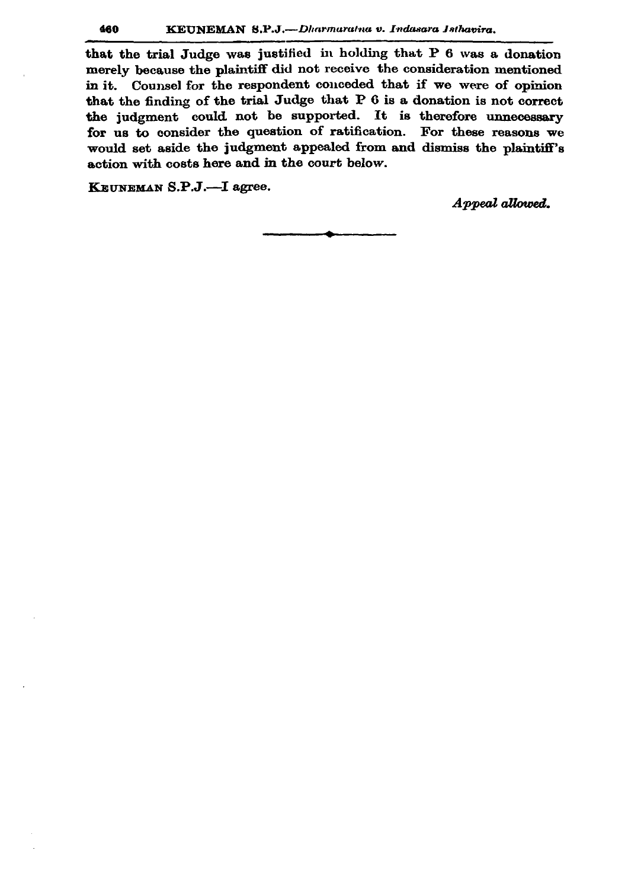that the trial Judge was justified in holding that P 6 was a donation merely because the plaintiff did not receive the consideration mentioned in it. Counsel for the respondent conceded that if we were of opinion that the finding of the trial Judge that P 6 is a donation is not correct the judgment could not be supported. It is therefore unnecessary for us to consider the question of ratification. For these reasons we would set aside the judgment appealed from and dismiss the plaintiff's action with costs here and in the court below.

KEUNEMAN S.P.J.—I agree.

*Appeal allowed.*